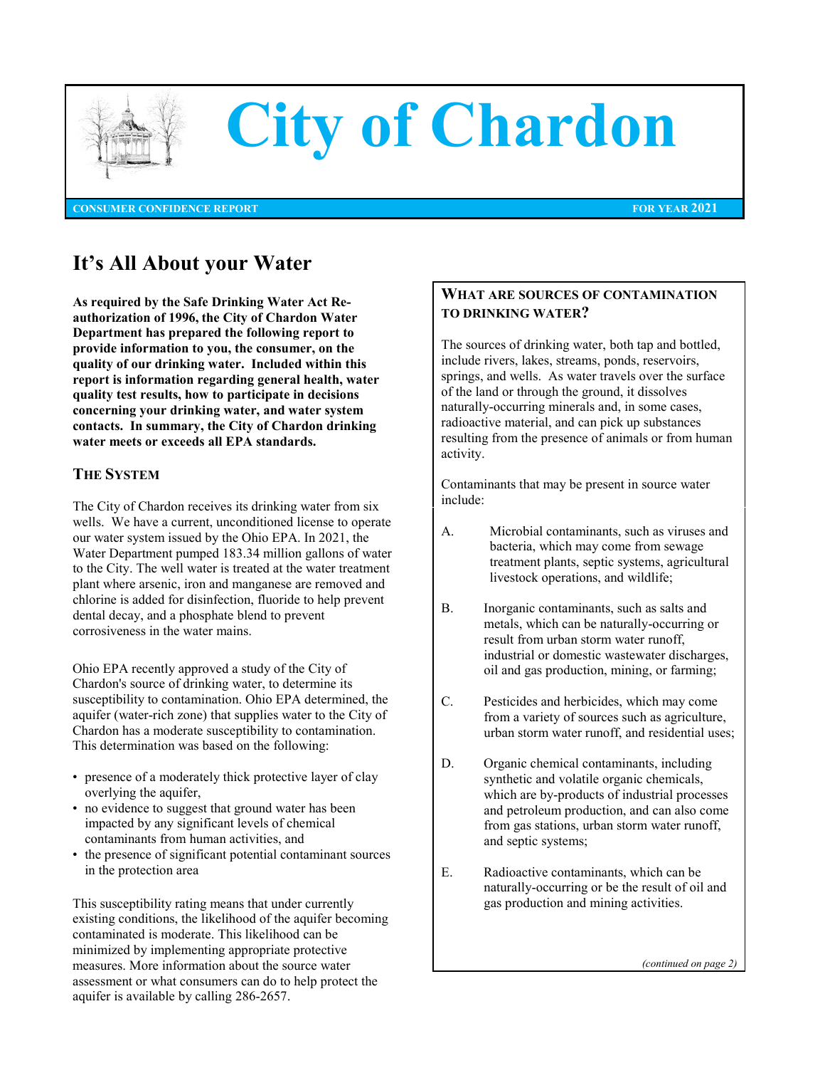# City of Chardon

**CONSUMER CONFIDENCE REPORT** **FOR YEAR 2021**

## It's All About your Water

**As required by the Safe Drinking Water Act Re-authorization of 1996, the City of Chardon Water Department has prepared the following report to provide information to you, the consumer, on the quality of our drinking water. Included within this report is information regarding general health, water quality test results, how to participate in decisions concerning your drinking water, and water system contacts. In summary, the City of Chardon drinking water meets or exceeds all EPA standards.**

### THE SYSTEM

The City of Chardon receives its drinking water from six wells. We have a current, unconditioned license to operate our water system issued by the Ohio EPA. In 2021, the Water Department pumped 183.34 million gallons of water to the City. The well water is treated at the water treatment plant where arsenic, iron and manganese are removed and chlorine is added for disinfection, fluoride to help prevent dental decay, and a phosphate blend to prevent corrosiveness in the water mains.

Ohio EPA recently approved a study of the City of Chardon's source of drinking water, to determine its susceptibility to contamination. Ohio EPA determined, the aquifer (water-rich zone) that supplies water to the City of Chardon has a moderate susceptibility to contamination. This determination was based on the following:

- presence of a moderately thick protective layer of clay overlying the aquifer,
- no evidence to suggest that ground water has been impacted by any significant levels of chemical contaminants from human activities, and
- the presence of significant potential contaminant sources in the protection area

This susceptibility rating means that under currently existing conditions, the likelihood of the aquifer becoming contaminated is moderate. This likelihood can be minimized by implementing appropriate protective measures. More information about the source water assessment or what consumers can do to help protect the aquifer is available by calling 286-2657.

### WHAT ARE SOURCES OF CONTAMINATION TO DRINKING WATER?

The sources of drinking water, both tap and bottled, include rivers, lakes, streams, ponds, reservoirs, springs, and wells. As water travels over the surface of the land or through the ground, it dissolves naturally-occurring minerals and, in some cases, radioactive material, and can pick up substances resulting from the presence of animals or from human activity.

Contaminants that may be present in source water include:

A. Microbial contaminants, such as viruses and bacteria, which may come from sewage treatment plants, septic systems, agricultural livestock operations, and wildlife;

B. Inorganic contaminants, such as salts and metals, which can be naturally-occurring or result from urban storm water runoff, industrial or domestic wastewater discharges, oil and gas production, mining, or farming;

C. Pesticides and herbicides, which may come from a variety of sources such as agriculture, urban storm water runoff, and residential uses;

D. Organic chemical contaminants, including synthetic and volatile organic chemicals, which are by-products of industrial processes and petroleum production, and can also come from gas stations, urban storm water runoff, and septic systems;

E. Radioactive contaminants, which can be naturally-occurring or be the result of oil and gas production and mining activities.

*(continued on page 2)*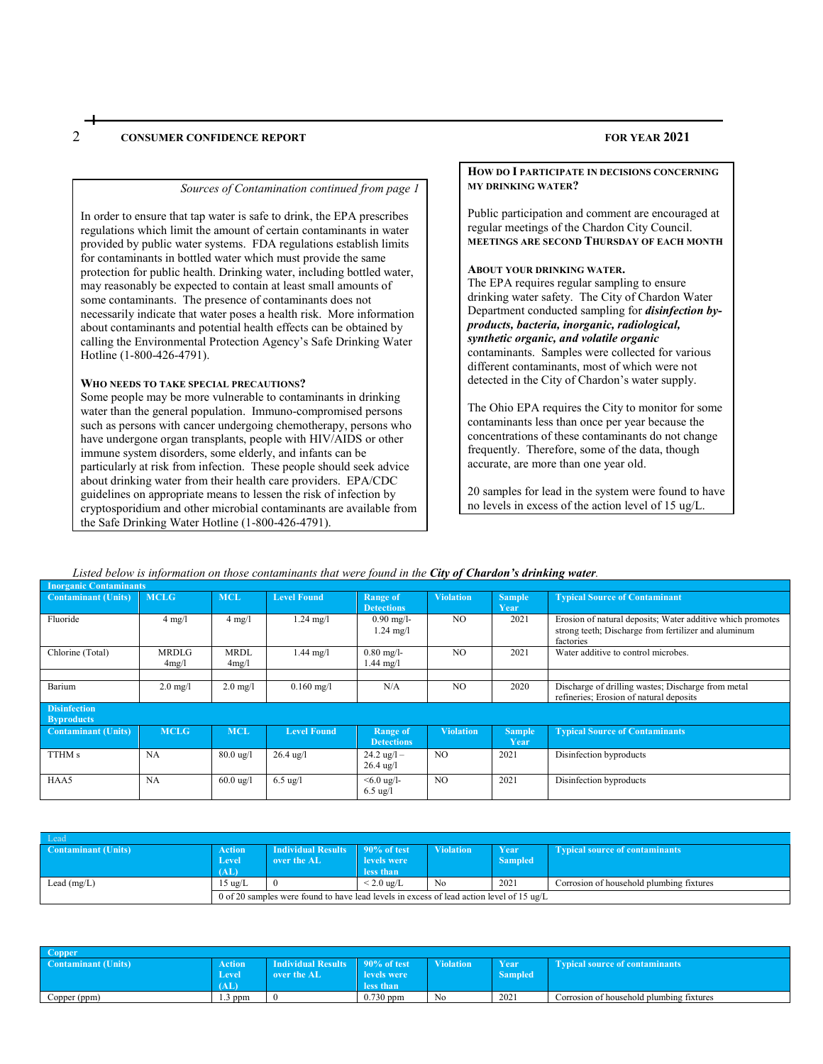*Sources of Contamination continued from page 1*

In order to ensure that tap water is safe to drink, the EPA prescribes regulations which limit the amount of certain contaminants in water provided by public water systems. FDA regulations establish limits for contaminants in bottled water which must provide the same protection for public health. Drinking water, including bottled water, may reasonably be expected to contain at least small amounts of some contaminants. The presence of contaminants does not necessarily indicate that water poses a health risk. More information about contaminants and potential health effects can be obtained by calling the Environmental Protection Agency's Safe Drinking Water Hotline (1-800-426-4791).

### WHO NEEDS TO TAKE SPECIAL PRECAUTIONS?

Some people may be more vulnerable to contaminants in drinking water than the general population. Immuno-compromised persons such as persons with cancer undergoing chemotherapy, persons who have undergone organ transplants, people with HIV/AIDS or other immune system disorders, some elderly, and infants can be particularly at risk from infection. These people should seek advice about drinking water from their health care providers. EPA/CDC guidelines on appropriate means to lessen the risk of infection by cryptosporidium and other microbial contaminants are available from the Safe Drinking Water Hotline (1-800-426-4791).

### HOW DO I PARTICIPATE IN DECISIONS CONCERNING MY DRINKING WATER?

Public participation and comment are encouraged at regular meetings of the Chardon City Council.
**MEETINGS ARE SECOND THURSDAY OF EACH MONTH**

### ABOUT YOUR DRINKING WATER.

The EPA requires regular sampling to ensure drinking water safety. The City of Chardon Water Department conducted sampling for ***disinfection by-products, bacteria, inorganic, radiological, synthetic organic, and volatile organic*** contaminants. Samples were collected for various different contaminants, most of which were not detected in the City of Chardon's water supply.

The Ohio EPA requires the City to monitor for some contaminants less than once per year because the concentrations of these contaminants do not change frequently. Therefore, some of the data, though accurate, are more than one year old.

20 samples for lead in the system were found to have no levels in excess of the action level of 15 ug/L.

*Listed below is information on those contaminants that were found in the **City of Chardon's drinking water**.*

| Inorganic Contaminants | | | | | | | |
|---|---|---|---|---|---|---|---|
| **Contaminant (Units)** | **MCLG** | **MCL** | **Level Found** | **Range of Detections** | **Violation** | **Sample Year** | **Typical Source of Contaminant** |
| Fluoride | 4 mg/l | 4 mg/l | 1.24 mg/l | 0.90 mg/l-1.24 mg/l | NO | 2021 | Erosion of natural deposits; Water additive which promotes strong teeth; Discharge from fertilizer and aluminum factories |
| Chlorine (Total) | MRDLG 4mg/l | MRDL 4mg/l | 1.44 mg/l | 0.80 mg/l-1.44 mg/l | NO | 2021 | Water additive to control microbes. |
| | | | | | | | |
| Barium | 2.0 mg/l | 2.0 mg/l | 0.160 mg/l | N/A | NO | 2020 | Discharge of drilling wastes; Discharge from metal refineries; Erosion of natural deposits |
| **Disinfection Byproducts** | | | | | | | |
| **Contaminant (Units)** | **MCLG** | **MCL** | **Level Found** | **Range of Detections** | **Violation** | **Sample Year** | **Typical Source of Contaminants** |
| TTHM s | NA | 80.0 ug/l | 26.4 ug/l | 24.2 ug/l – 26.4 ug/l | NO | 2021 | Disinfection byproducts |
| HAA5 | NA | 60.0 ug/l | 6.5 ug/l | <6.0 ug/l-6.5 ug/l | NO | 2021 | Disinfection byproducts |

| Lead | | | | | | |
|---|---|---|---|---|---|---|
| **Contaminant (Units)** | **Action Level (AL)** | **Individual Results over the AL** | **90% of test levels were less than** | **Violation** | **Year Sampled** | **Typical source of contaminants** |
| Lead (mg/L) | 15 ug/L | 0 | < 2.0 ug/L | No | 2021 | Corrosion of household plumbing fixtures |
| | 0 of 20 samples were found to have lead levels in excess of lead action level of 15 ug/L | | | | | |

| Copper | | | | | | |
|---|---|---|---|---|---|---|
| **Contaminant (Units)** | **Action Level (AL)** | **Individual Results over the AL** | **90% of test levels were less than** | **Violation** | **Year Sampled** | **Typical source of contaminants** |
| Copper (ppm) | 1.3 ppm | 0 | 0.730 ppm | No | 2021 | Corrosion of household plumbing fixtures |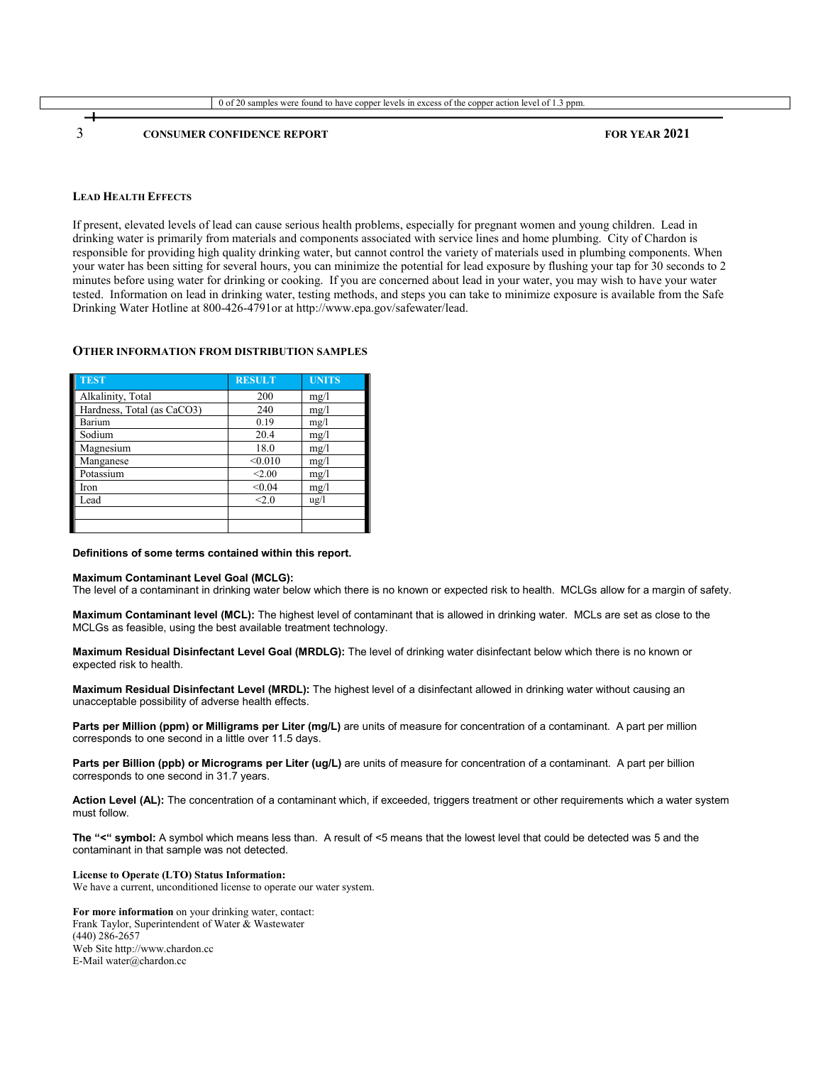0 of 20 samples were found to have copper levels in excess of the copper action level of 1.3 ppm.

### LEAD HEALTH EFFECTS

If present, elevated levels of lead can cause serious health problems, especially for pregnant women and young children. Lead in drinking water is primarily from materials and components associated with service lines and home plumbing. City of Chardon is responsible for providing high quality drinking water, but cannot control the variety of materials used in plumbing components. When your water has been sitting for several hours, you can minimize the potential for lead exposure by flushing your tap for 30 seconds to 2 minutes before using water for drinking or cooking. If you are concerned about lead in your water, you may wish to have your water tested. Information on lead in drinking water, testing methods, and steps you can take to minimize exposure is available from the Safe Drinking Water Hotline at 800-426-4791or at http://www.epa.gov/safewater/lead.

### OTHER INFORMATION FROM DISTRIBUTION SAMPLES

| TEST | RESULT | UNITS |
|---|---|---|
| Alkalinity, Total | 200 | mg/l |
| Hardness, Total (as $CaCO_3$) | 240 | mg/l |
| Barium | 0.19 | mg/l |
| Sodium | 20.4 | mg/l |
| Magnesium | 18.0 | mg/l |
| Manganese | <0.010 | mg/l |
| Potassium | <2.00 | mg/l |
| Iron | <0.04 | mg/l |
| Lead | <2.0 | ug/l |
| | | |
| | | |

**Definitions of some terms contained within this report.**

**Maximum Contaminant Level Goal (MCLG):**
The level of a contaminant in drinking water below which there is no known or expected risk to health. MCLGs allow for a margin of safety.

**Maximum Contaminant level (MCL):** The highest level of contaminant that is allowed in drinking water. MCLs are set as close to the MCLGs as feasible, using the best available treatment technology.

**Maximum Residual Disinfectant Level Goal (MRDLG):** The level of drinking water disinfectant below which there is no known or expected risk to health.

**Maximum Residual Disinfectant Level (MRDL):** The highest level of a disinfectant allowed in drinking water without causing an unacceptable possibility of adverse health effects.

**Parts per Million (ppm) or Milligrams per Liter (mg/L)** are units of measure for concentration of a contaminant. A part per million corresponds to one second in a little over 11.5 days.

**Parts per Billion (ppb) or Micrograms per Liter (ug/L)** are units of measure for concentration of a contaminant. A part per billion corresponds to one second in 31.7 years.

**Action Level (AL):** The concentration of a contaminant which, if exceeded, triggers treatment or other requirements which a water system must follow.

**The "<" symbol:** A symbol which means less than. A result of <5 means that the lowest level that could be detected was 5 and the contaminant in that sample was not detected.

**License to Operate (LTO) Status Information:**
We have a current, unconditioned license to operate our water system.

**For more information** on your drinking water, contact:
Frank Taylor, Superintendent of Water & Wastewater
(440) 286-2657
Web Site http://www.chardon.cc
E-Mail water@chardon.cc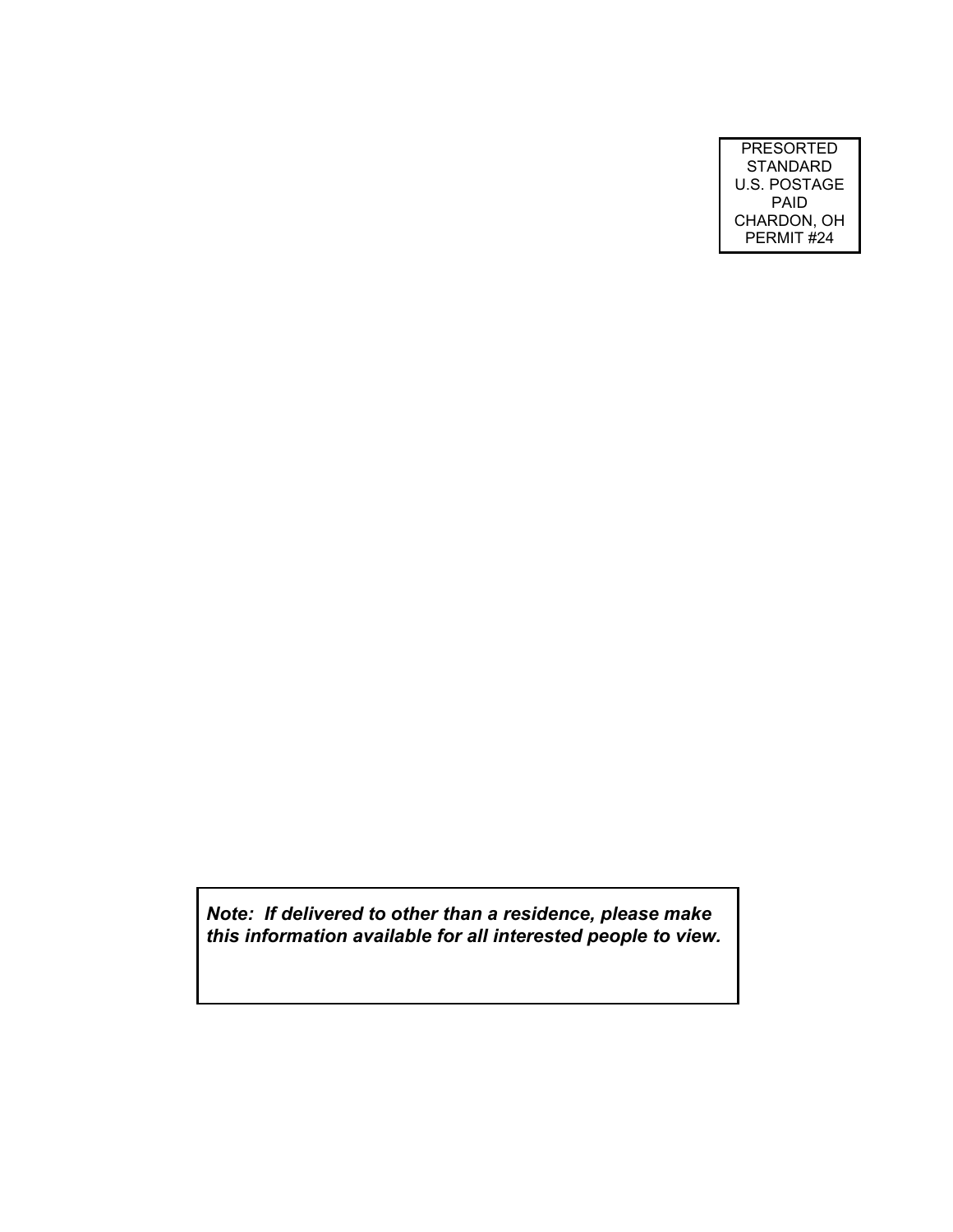PRESORTED
STANDARD
U.S. POSTAGE
PAID
CHARDON, OH
PERMIT #24

***Note: If delivered to other than a residence, please make this information available for all interested people to view.***